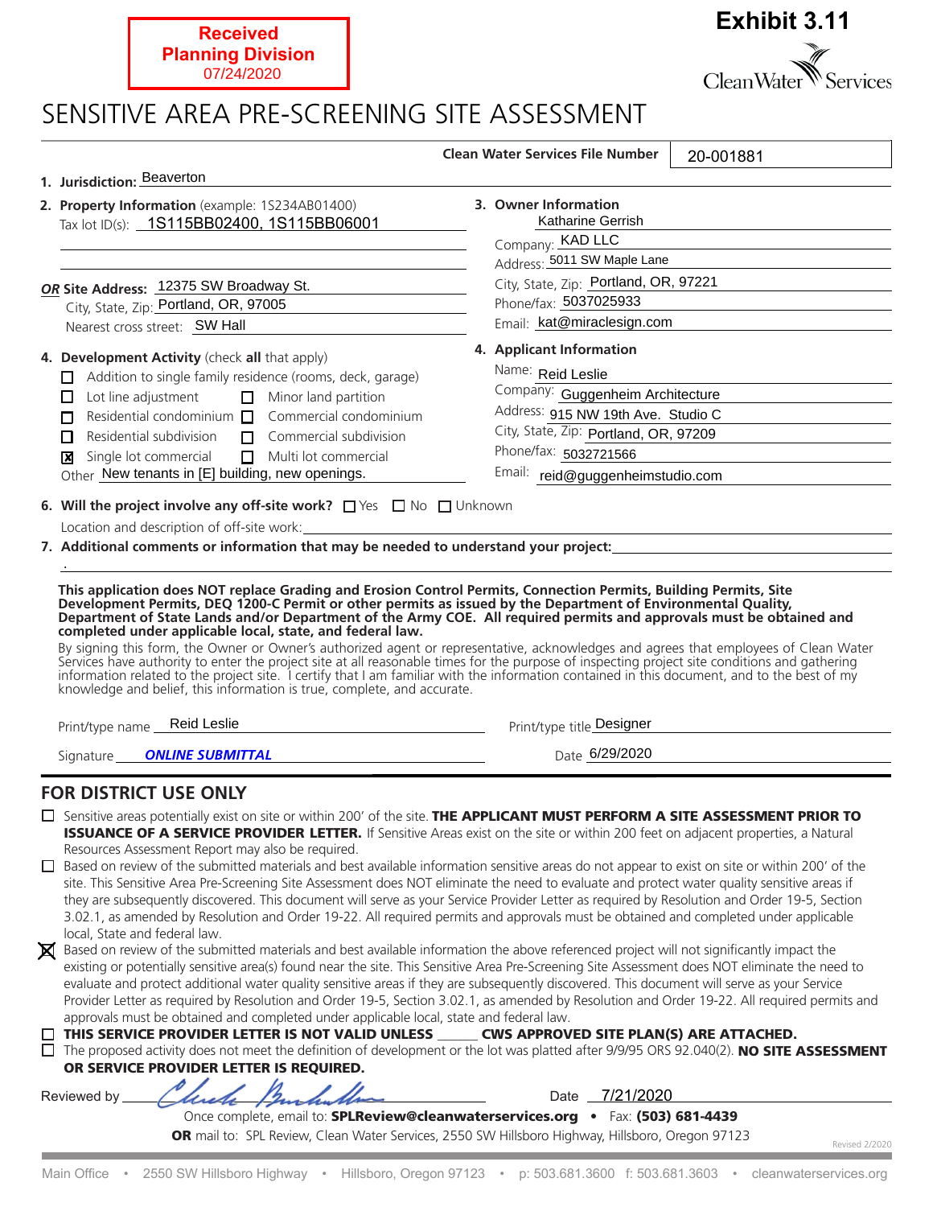Received
Planning Division
07/24/2020

**Exhibit 3.11**

Clean Water Services

# SENSITIVE AREA PRE-SCREENING SITE ASSESSMENT

**Clean Water Services File Number** 20-001881

**1. Jurisdiction:** Beaverton

**2. Property Information** (example: 1S234AB01400)
Tax lot ID(s): 1S115BB02400, 1S115BB06001

***OR* Site Address:** 12375 SW Broadway St.
City, State, Zip: Portland, OR, 97005
Nearest cross street: SW Hall

**3. Owner Information**
Katharine Gerrish
Company: KAD LLC
Address: 5011 SW Maple Lane
City, State, Zip: Portland, OR, 97221
Phone/fax: 5037025933
Email: kat@miraclesign.com

**4. Development Activity** (check **all** that apply)

- ☐ Addition to single family residence (rooms, deck, garage)
- ☐ Lot line adjustment
- ☐ Minor land partition
- ☐ Residential condominium
- ☐ Commercial condominium
- ☐ Residential subdivision
- ☐ Commercial subdivision
- ☒ Single lot commercial
- ☐ Multi lot commercial

Other New tenants in [E] building, new openings.

**4. Applicant Information**
Name: Reid Leslie
Company: Guggenheim Architecture
Address: 915 NW 19th Ave. Studio C
City, State, Zip: Portland, OR, 97209
Phone/fax: 5032721566
Email: reid@guggenheimstudio.com

**6. Will the project involve any off-site work?** ☐ Yes ☐ No ☐ Unknown

Location and description of off-site work:

**7. Additional comments or information that may be needed to understand your project:**

.

**This application does NOT replace Grading and Erosion Control Permits, Connection Permits, Building Permits, Site Development Permits, DEQ 1200-C Permit or other permits as issued by the Department of Environmental Quality, Department of State Lands and/or Department of the Army COE. All required permits and approvals must be obtained and completed under applicable local, state, and federal law.**

By signing this form, the Owner or Owner's authorized agent or representative, acknowledges and agrees that employees of Clean Water Services have authority to enter the project site at all reasonable times for the purpose of inspecting project site conditions and gathering information related to the project site. I certify that I am familiar with the information contained in this document, and to the best of my knowledge and belief, this information is true, complete, and accurate.

Print/type name Reid Leslie    Print/type title Designer

Signature ***ONLINE SUBMITTAL***    Date 6/29/2020

## FOR DISTRICT USE ONLY

- ☐ Sensitive areas potentially exist on site or within 200' of the site. **THE APPLICANT MUST PERFORM A SITE ASSESSMENT PRIOR TO ISSUANCE OF A SERVICE PROVIDER LETTER.** If Sensitive Areas exist on the site or within 200 feet on adjacent properties, a Natural Resources Assessment Report may also be required.
- ☐ Based on review of the submitted materials and best available information sensitive areas do not appear to exist on site or within 200' of the site. This Sensitive Area Pre-Screening Site Assessment does NOT eliminate the need to evaluate and protect water quality sensitive areas if they are subsequently discovered. This document will serve as your Service Provider Letter as required by Resolution and Order 19-5, Section 3.02.1, as amended by Resolution and Order 19-22. All required permits and approvals must be obtained and completed under applicable local, State and federal law.
- ☒ Based on review of the submitted materials and best available information the above referenced project will not significantly impact the existing or potentially sensitive area(s) found near the site. This Sensitive Area Pre-Screening Site Assessment does NOT eliminate the need to evaluate and protect additional water quality sensitive areas if they are subsequently discovered. This document will serve as your Service Provider Letter as required by Resolution and Order 19-5, Section 3.02.1, as amended by Resolution and Order 19-22. All required permits and approvals must be obtained and completed under applicable local, state and federal law.
- ☐ **THIS SERVICE PROVIDER LETTER IS NOT VALID UNLESS ______ CWS APPROVED SITE PLAN(S) ARE ATTACHED.**
- ☐ The proposed activity does not meet the definition of development or the lot was platted after 9/9/95 ORS 92.040(2). **NO SITE ASSESSMENT OR SERVICE PROVIDER LETTER IS REQUIRED.**

Reviewed by [signature]    Date 7/21/2020

Once complete, email to: **SPLReview@cleanwaterservices.org** • Fax: **(503) 681-4439**
**OR** mail to: SPL Review, Clean Water Services, 2550 SW Hillsboro Highway, Hillsboro, Oregon 97123

Revised 2/2020

Main Office • 2550 SW Hillsboro Highway • Hillsboro, Oregon 97123 • p: 503.681.3600 f: 503.681.3603 • cleanwaterservices.org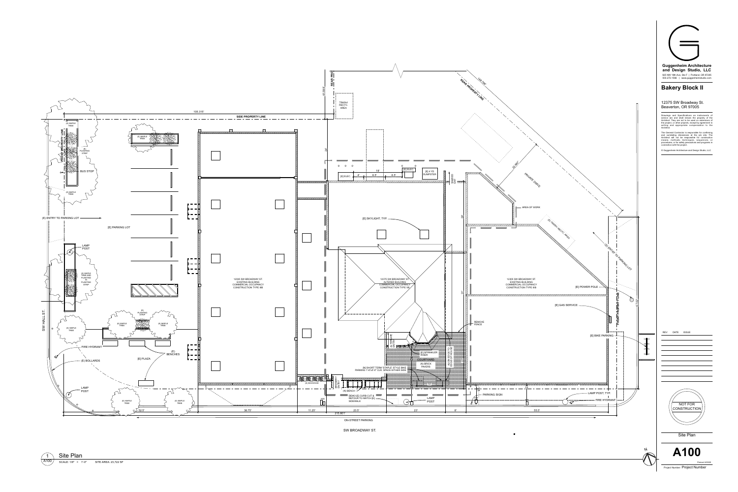# Guggenheim Architecture and Design Studio, LLC

925 NW 19th Ave, Ste F | Portland, OR 97209
503.272.1566 | www.guggenheimstudio.com

## Bakery Block II

12375 SW Broadway St.
Beaverton, OR 97005

Drawings and Specifications as instruments of service are and shall remain the property of the Architect. They are not to be used on extensions of the project, or other projects, except by agreement in writing and appropriate compensation to the Architect.

The General Contractor is responsible for confirming and correlating dimensions at the job site. The Architect will not be responsible for construction means, methods, techniques, sequences, or procedures, or for safety precautions and programs in connection with the project.

© Guggenheim Architecture and Design Studio, LLC

| REV | DATE | ISSUE |
|---|---|---|
| | | |

NOT FOR CONSTRUCTION

Site Plan

**A100**

Printed: 6/29/20

Project Number: Project Number

---

### 1 / A100 Site Plan

SCALE: 1/8" = 1'-0" SITE AREA: 23,722 SF

SIDE PROPERTY LINE
105.315'
REAR PROPERTY LINE
61.591'
REAR PROPERTY LINE
148.706'
REAR PROPERTY LINE
FRONT PROPERTY LINE
67.02'
FRONT PROPERTY LINE
215.801'

TRASH/ RECYC. AREA

(E) MAPLE TREE
(E) PLANTING STRIP
BUS STOP
(E) ENTRY TO PARKING LOT
[E] PARKING LOT
LAMP POST
(E) MAPLE TREE AND PLANTING IN PLANTING STRIP
SW HALL ST.
(E) PLANTING STRIP
FIRE HYDRANT
(E) BOLLARDS
[E] PLAZA
(E) BENCHES
LAMP POST

12395 SW BROADWAY ST.
EXISTING BUILDING
COMMERCIAL OCCUPANCY
CONSTRUCTION TYPE IIIB

[E] ELEC.
4'
8.5'
6.5'
19'
[E] ELEC.
[E] 4 YD DUMPSTER
SHARED EXIT
[E] SKYLIGHT, TYP.
22.867'
PRIVATE DRIVE
AREA OF WORK
(E) TRASH/ RECYC. AREA
(E) ENTRY TO PARKING LOT

12375 SW BROADWAY ST.
ALTERED BUILDING
COMMERCIAL OCCUPANCY
CONSTRUCTION TYPE VB

12305 SW BROADWAY ST.
EXISTING BUILDING
COMMERCIAL OCCUPANCY
CONSTRUCTION TYPE IIIB

REMOVE FENCE
[E] GAS SERVICE
[E] POWER POLE
[E] BIKE PARKING
ALTERNATE ENTRY
[E] SPRINKLER RISER
COURTYARD
(N) BRICK PAVERS
ALIGN FENCE TO EDGE OF HOUSE
[N] SHORT TERM 'STAPLE' STYLE BIKE PARKING 1'-6"x6'-8" CLR. SPACE EITHER SIDE
(N) BENCH
DEMO [E] CURB CUT & REPOUR TO MATCH [E] SIDEWALK
LAMP POST
PARKING SIGN
LAMP POST, TYP.
FIRE HYDRANT
(E) BIOSWALE
(E) MAPLE TREE

52.5'
36.75'
11.25'
23.5'
23'
6'
55.5'
10'
36'
25'
31'

ON-STREET PARKING
SW BROADWAY ST.
N